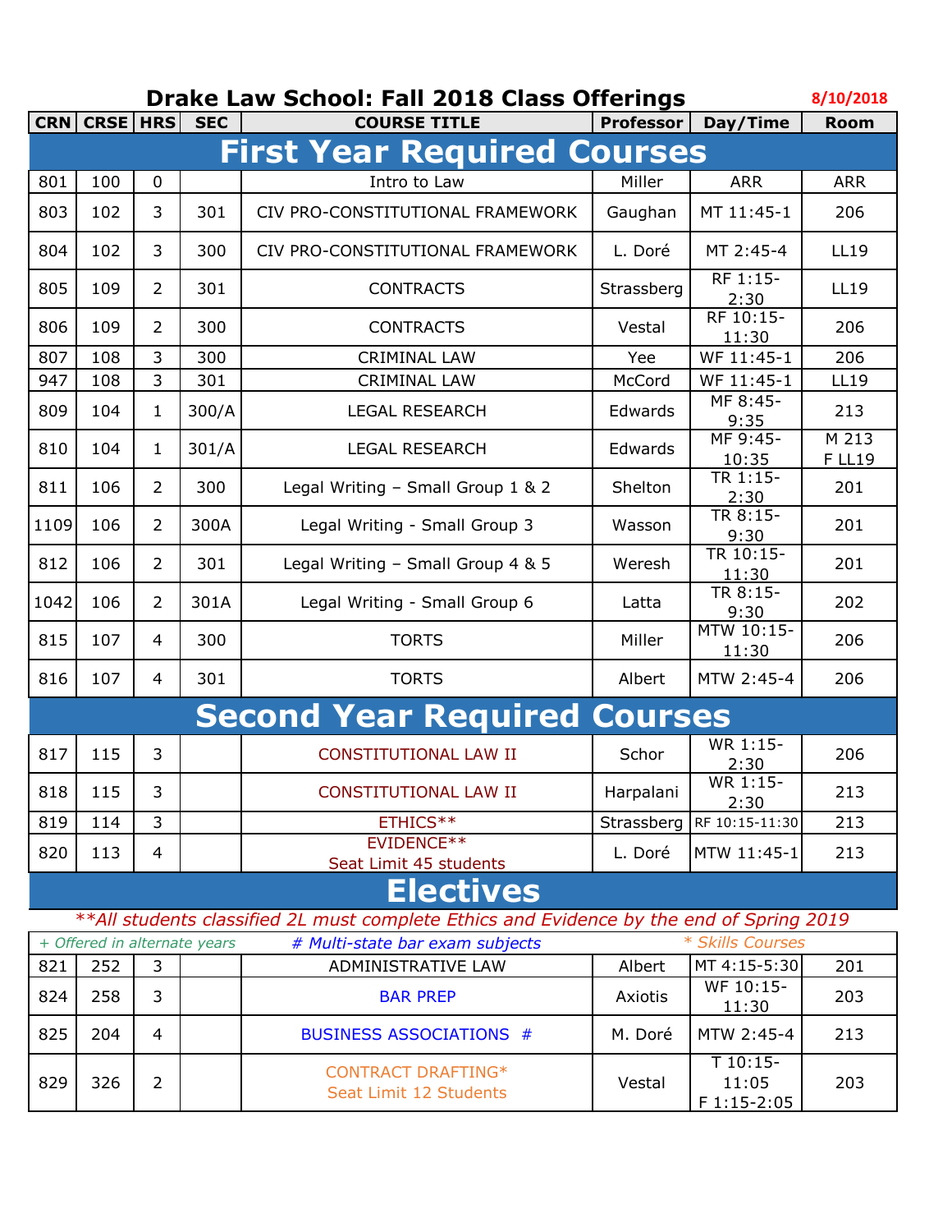# Drake Law School: Fall 2018 Class Offerings

8/10/2018

| CRN | CRSE | HRS | SEC | COURSE TITLE | Professor | Day/Time | Room |
|---|---|---|---|---|---|---|---|
| **First Year Required Courses** | | | | | | | |
| 801 | 100 | 0 | | Intro to Law | Miller | ARR | ARR |
| 803 | 102 | 3 | 301 | CIV PRO-CONSTITUTIONAL FRAMEWORK | Gaughan | MT 11:45-1 | 206 |
| 804 | 102 | 3 | 300 | CIV PRO-CONSTITUTIONAL FRAMEWORK | L. Doré | MT 2:45-4 | LL19 |
| 805 | 109 | 2 | 301 | CONTRACTS | Strassberg | RF 1:15-2:30 | LL19 |
| 806 | 109 | 2 | 300 | CONTRACTS | Vestal | RF 10:15-11:30 | 206 |
| 807 | 108 | 3 | 300 | CRIMINAL LAW | Yee | WF 11:45-1 | 206 |
| 947 | 108 | 3 | 301 | CRIMINAL LAW | McCord | WF 11:45-1 | LL19 |
| 809 | 104 | 1 | 300/A | LEGAL RESEARCH | Edwards | MF 8:45-9:35 | 213 |
| 810 | 104 | 1 | 301/A | LEGAL RESEARCH | Edwards | MF 9:45-10:35 | M 213 F LL19 |
| 811 | 106 | 2 | 300 | Legal Writing – Small Group 1 & 2 | Shelton | TR 1:15-2:30 | 201 |
| 1109 | 106 | 2 | 300A | Legal Writing - Small Group 3 | Wasson | TR 8:15-9:30 | 201 |
| 812 | 106 | 2 | 301 | Legal Writing – Small Group 4 & 5 | Weresh | TR 10:15-11:30 | 201 |
| 1042 | 106 | 2 | 301A | Legal Writing - Small Group 6 | Latta | TR 8:15-9:30 | 202 |
| 815 | 107 | 4 | 300 | TORTS | Miller | MTW 10:15-11:30 | 206 |
| 816 | 107 | 4 | 301 | TORTS | Albert | MTW 2:45-4 | 206 |
| **Second Year Required Courses** | | | | | | | |
| 817 | 115 | 3 | | CONSTITUTIONAL LAW II | Schor | WR 1:15-2:30 | 206 |
| 818 | 115 | 3 | | CONSTITUTIONAL LAW II | Harpalani | WR 1:15-2:30 | 213 |
| 819 | 114 | 3 | | ETHICS** | Strassberg | RF 10:15-11:30 | 213 |
| 820 | 113 | 4 | | EVIDENCE** Seat Limit 45 students | L. Doré | MTW 11:45-1 | 213 |
| **Electives** | | | | | | | |
| *\*\*All students classified 2L must complete Ethics and Evidence by the end of Spring 2019* | | | | | | | |
| *+ Offered in alternate years* | | | | *# Multi-state bar exam subjects* | | *\* Skills Courses* | |
| 821 | 252 | 3 | | ADMINISTRATIVE LAW | Albert | MT 4:15-5:30 | 201 |
| 824 | 258 | 3 | | BAR PREP | Axiotis | WF 10:15-11:30 | 203 |
| 825 | 204 | 4 | | BUSINESS ASSOCIATIONS # | M. Doré | MTW 2:45-4 | 213 |
| 829 | 326 | 2 | | CONTRACT DRAFTING* Seat Limit 12 Students | Vestal | T 10:15-11:05 F 1:15-2:05 | 203 |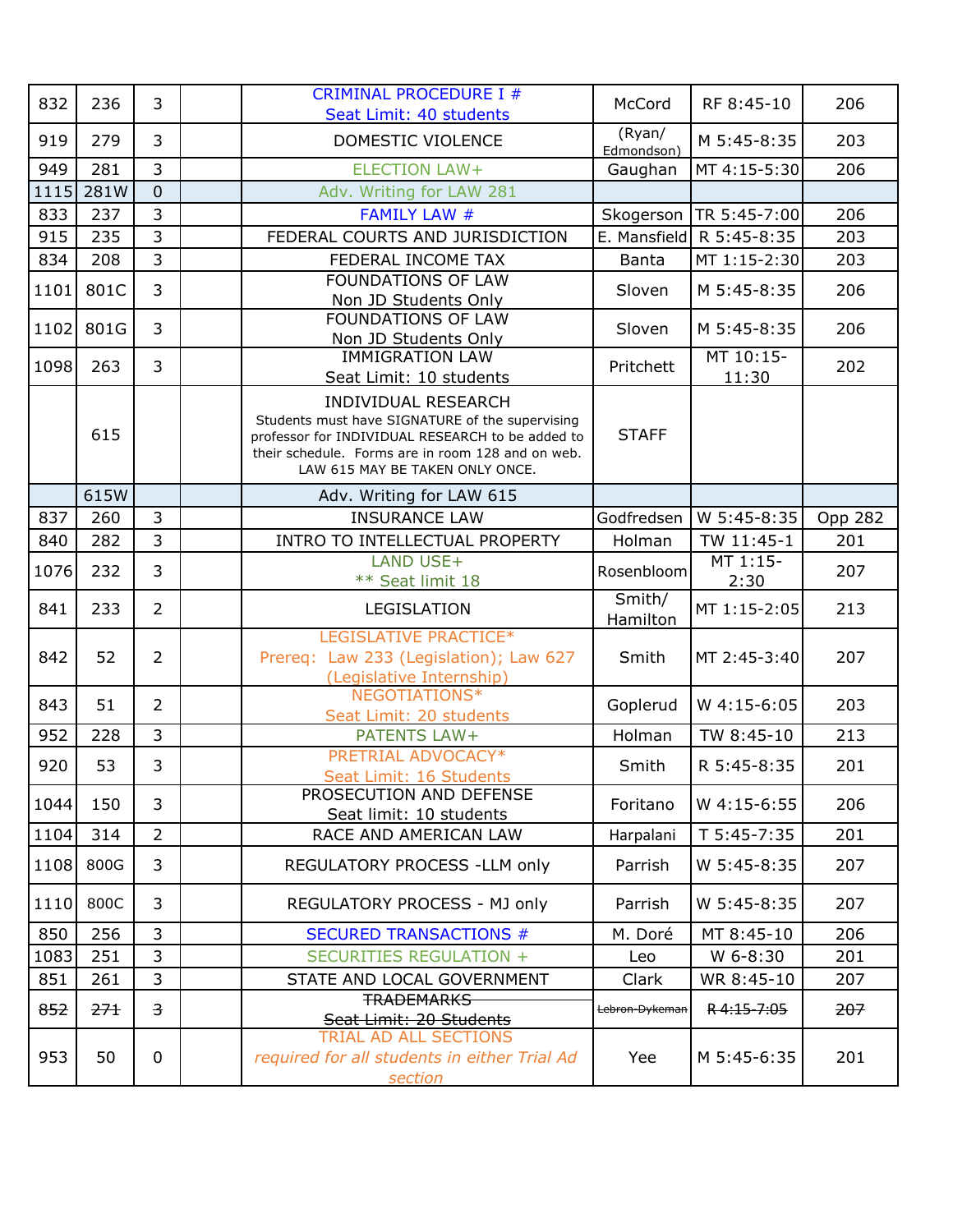| | | | | | | | |
|---|---|---|---|---|---|---|---|
| 832 | 236 | 3 | | CRIMINAL PROCEDURE I #<br>Seat Limit: 40 students | McCord | RF 8:45-10 | 206 |
| 919 | 279 | 3 | | DOMESTIC VIOLENCE | (Ryan/ Edmondson) | M 5:45-8:35 | 203 |
| 949 | 281 | 3 | | ELECTION LAW+ | Gaughan | MT 4:15-5:30 | 206 |
| 1115 | 281W | 0 | | Adv. Writing for LAW 281 | | | |
| 833 | 237 | 3 | | FAMILY LAW # | Skogerson | TR 5:45-7:00 | 206 |
| 915 | 235 | 3 | | FEDERAL COURTS AND JURISDICTION | E. Mansfield | R 5:45-8:35 | 203 |
| 834 | 208 | 3 | | FEDERAL INCOME TAX | Banta | MT 1:15-2:30 | 203 |
| 1101 | 801C | 3 | | FOUNDATIONS OF LAW<br>Non JD Students Only | Sloven | M 5:45-8:35 | 206 |
| 1102 | 801G | 3 | | FOUNDATIONS OF LAW<br>Non JD Students Only | Sloven | M 5:45-8:35 | 206 |
| 1098 | 263 | 3 | | IMMIGRATION LAW<br>Seat Limit: 10 students | Pritchett | MT 10:15-11:30 | 202 |
| | 615 | | | INDIVIDUAL RESEARCH<br>Students must have SIGNATURE of the supervising professor for INDIVIDUAL RESEARCH to be added to their schedule. Forms are in room 128 and on web. LAW 615 MAY BE TAKEN ONLY ONCE. | STAFF | | |
| | 615W | | | Adv. Writing for LAW 615 | | | |
| 837 | 260 | 3 | | INSURANCE LAW | Godfredsen | W 5:45-8:35 | Opp 282 |
| 840 | 282 | 3 | | INTRO TO INTELLECTUAL PROPERTY | Holman | TW 11:45-1 | 201 |
| 1076 | 232 | 3 | | LAND USE+<br>** Seat limit 18 | Rosenbloom | MT 1:15-2:30 | 207 |
| 841 | 233 | 2 | | LEGISLATION | Smith/ Hamilton | MT 1:15-2:05 | 213 |
| 842 | 52 | 2 | | LEGISLATIVE PRACTICE*<br>Prereq: Law 233 (Legislation); Law 627 (Legislative Internship) | Smith | MT 2:45-3:40 | 207 |
| 843 | 51 | 2 | | NEGOTIATIONS*<br>Seat Limit: 20 students | Goplerud | W 4:15-6:05 | 203 |
| 952 | 228 | 3 | | PATENTS LAW+ | Holman | TW 8:45-10 | 213 |
| 920 | 53 | 3 | | PRETRIAL ADVOCACY*<br>Seat Limit: 16 Students | Smith | R 5:45-8:35 | 201 |
| 1044 | 150 | 3 | | PROSECUTION AND DEFENSE<br>Seat limit: 10 students | Foritano | W 4:15-6:55 | 206 |
| 1104 | 314 | 2 | | RACE AND AMERICAN LAW | Harpalani | T 5:45-7:35 | 201 |
| 1108 | 800G | 3 | | REGULATORY PROCESS -LLM only | Parrish | W 5:45-8:35 | 207 |
| 1110 | 800C | 3 | | REGULATORY PROCESS - MJ only | Parrish | W 5:45-8:35 | 207 |
| 850 | 256 | 3 | | SECURED TRANSACTIONS # | M. Doré | MT 8:45-10 | 206 |
| 1083 | 251 | 3 | | SECURITIES REGULATION + | Leo | W 6-8:30 | 201 |
| 851 | 261 | 3 | | STATE AND LOCAL GOVERNMENT | Clark | WR 8:45-10 | 207 |
| ~~852~~ | ~~271~~ | ~~3~~ | | ~~TRADEMARKS~~<br>~~Seat Limit: 20 Students~~ | ~~Lebron-Dykeman~~ | ~~R 4:15-7:05~~ | ~~207~~ |
| 953 | 50 | 0 | | TRIAL AD ALL SECTIONS<br>*required for all students in either Trial Ad section* | Yee | M 5:45-6:35 | 201 |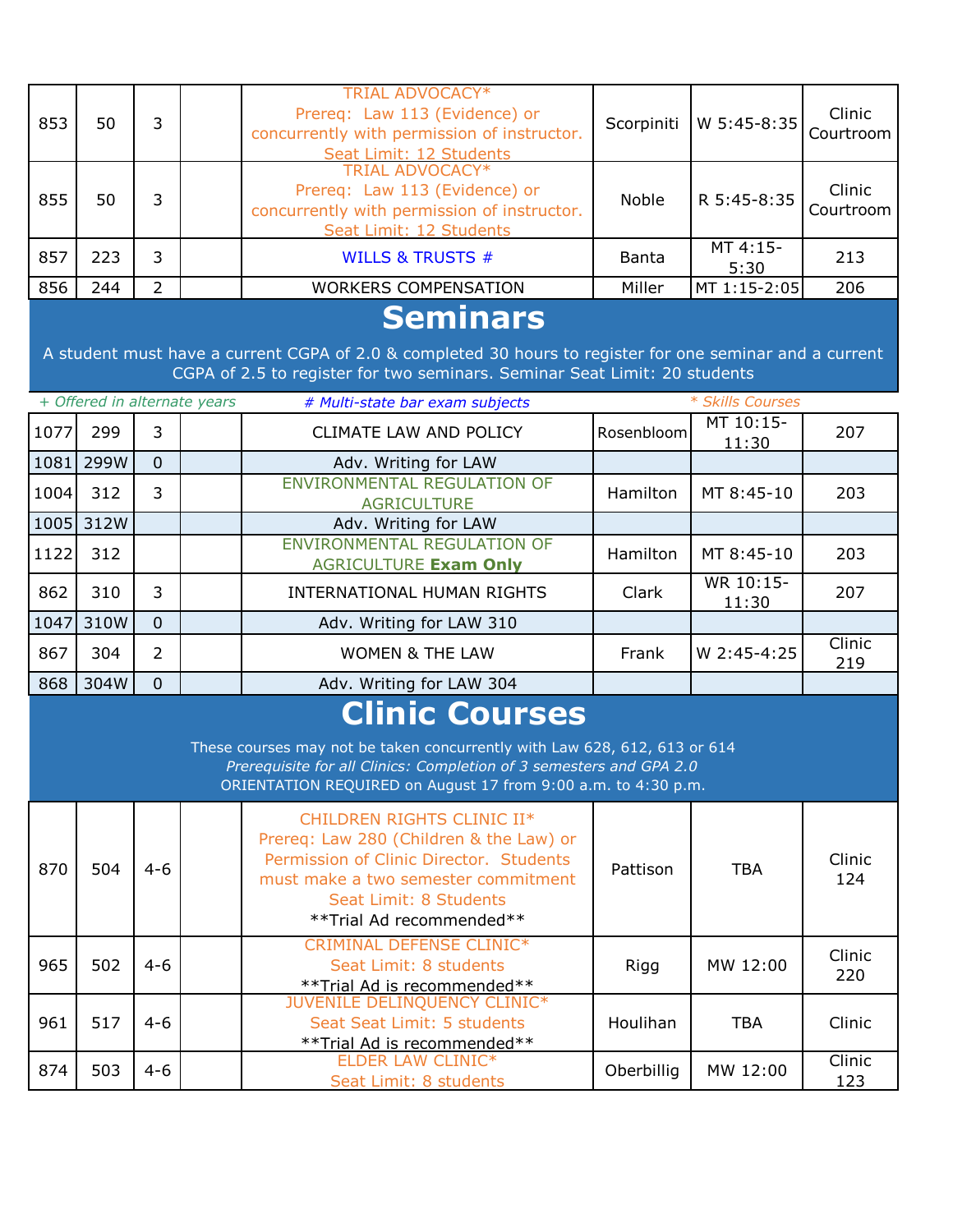| | | | | | | | |
|---|---|---|---|---|---|---|---|
| 853 | 50 | 3 | | TRIAL ADVOCACY* Prereq: Law 113 (Evidence) or concurrently with permission of instructor. Seat Limit: 12 Students | Scorpiniti | W 5:45-8:35 | Clinic Courtroom |
| 855 | 50 | 3 | | TRIAL ADVOCACY* Prereq: Law 113 (Evidence) or concurrently with permission of instructor. Seat Limit: 12 Students | Noble | R 5:45-8:35 | Clinic Courtroom |
| 857 | 223 | 3 | | WILLS & TRUSTS # | Banta | MT 4:15-5:30 | 213 |
| 856 | 244 | 2 | | WORKERS COMPENSATION | Miller | MT 1:15-2:05 | 206 |

# Seminars

A student must have a current CGPA of 2.0 & completed 30 hours to register for one seminar and a current CGPA of 2.5 to register for two seminars. Seminar Seat Limit: 20 students

*+ Offered in alternate years* &nbsp;&nbsp; *# Multi-state bar exam subjects* &nbsp;&nbsp; *\* Skills Courses*

| | | | | | | | |
|---|---|---|---|---|---|---|---|
| 1077 | 299 | 3 | | CLIMATE LAW AND POLICY | Rosenbloom | MT 10:15-11:30 | 207 |
| 1081 | 299W | 0 | | Adv. Writing for LAW | | | |
| 1004 | 312 | 3 | | ENVIRONMENTAL REGULATION OF AGRICULTURE | Hamilton | MT 8:45-10 | 203 |
| 1005 | 312W | | | Adv. Writing for LAW | | | |
| 1122 | 312 | | | ENVIRONMENTAL REGULATION OF AGRICULTURE **Exam Only** | Hamilton | MT 8:45-10 | 203 |
| 862 | 310 | 3 | | INTERNATIONAL HUMAN RIGHTS | Clark | WR 10:15-11:30 | 207 |
| 1047 | 310W | 0 | | Adv. Writing for LAW 310 | | | |
| 867 | 304 | 2 | | WOMEN & THE LAW | Frank | W 2:45-4:25 | Clinic 219 |
| 868 | 304W | 0 | | Adv. Writing for LAW 304 | | | |

# Clinic Courses

These courses may not be taken concurrently with Law 628, 612, 613 or 614

*Prerequisite for all Clinics: Completion of 3 semesters and GPA 2.0*

ORIENTATION REQUIRED on August 17 from 9:00 a.m. to 4:30 p.m.

| | | | | | | | |
|---|---|---|---|---|---|---|---|
| 870 | 504 | 4-6 | | CHILDREN RIGHTS CLINIC II* Prereq: Law 280 (Children & the Law) or Permission of Clinic Director. Students must make a two semester commitment Seat Limit: 8 Students \*\*Trial Ad recommended\*\* | Pattison | TBA | Clinic 124 |
| 965 | 502 | 4-6 | | CRIMINAL DEFENSE CLINIC* Seat Limit: 8 students \*\*Trial Ad is recommended\*\* | Rigg | MW 12:00 | Clinic 220 |
| 961 | 517 | 4-6 | | JUVENILE DELINQUENCY CLINIC* Seat Seat Limit: 5 students \*\*Trial Ad is recommended\*\* | Houlihan | TBA | Clinic |
| 874 | 503 | 4-6 | | ELDER LAW CLINIC* Seat Limit: 8 students | Oberbillig | MW 12:00 | Clinic 123 |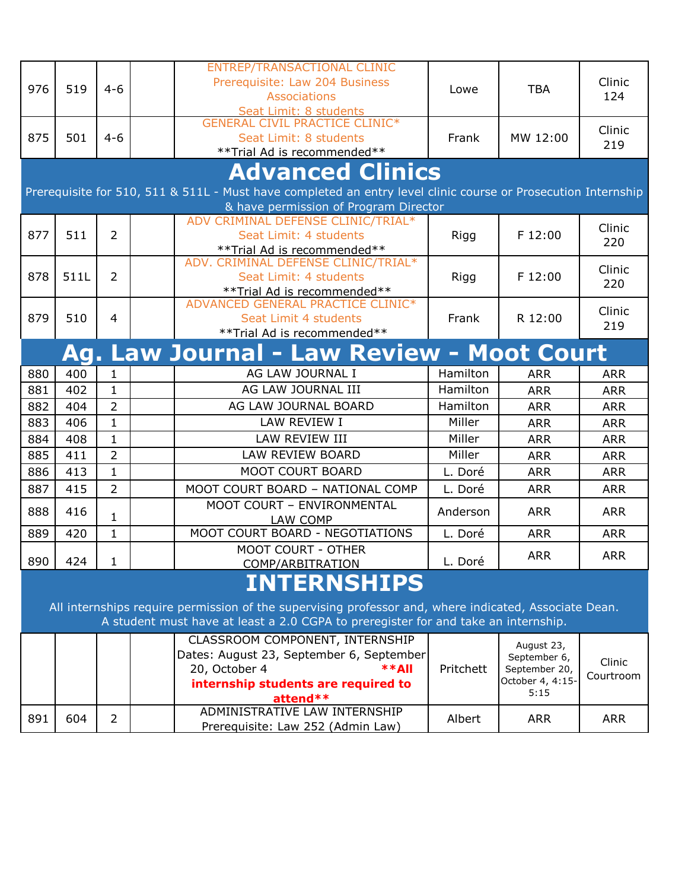| | | | | | | | |
|---|---|---|---|---|---|---|---|
| 976 | 519 | 4-6 | | ENTREP/TRANSACTIONAL CLINIC Prerequisite: Law 204 Business Associations Seat Limit: 8 students | Lowe | TBA | Clinic 124 |
| 875 | 501 | 4-6 | | GENERAL CIVIL PRACTICE CLINIC* Seat Limit: 8 students **Trial Ad is recommended** | Frank | MW 12:00 | Clinic 219 |

## Advanced Clinics

Prerequisite for 510, 511 & 511L - Must have completed an entry level clinic course or Prosecution Internship & have permission of Program Director

| | | | | | | | |
|---|---|---|---|---|---|---|---|
| 877 | 511 | 2 | | ADV CRIMINAL DEFENSE CLINIC/TRIAL* Seat Limit: 4 students **Trial Ad is recommended** | Rigg | F 12:00 | Clinic 220 |
| 878 | 511L | 2 | | ADV. CRIMINAL DEFENSE CLINIC/TRIAL* Seat Limit: 4 students **Trial Ad is recommended** | Rigg | F 12:00 | Clinic 220 |
| 879 | 510 | 4 | | ADVANCED GENERAL PRACTICE CLINIC* Seat Limit 4 students **Trial Ad is recommended** | Frank | R 12:00 | Clinic 219 |

## Ag. Law Journal - Law Review - Moot Court

| | | | | | | | |
|---|---|---|---|---|---|---|---|
| 880 | 400 | 1 | | AG LAW JOURNAL I | Hamilton | ARR | ARR |
| 881 | 402 | 1 | | AG LAW JOURNAL III | Hamilton | ARR | ARR |
| 882 | 404 | 2 | | AG LAW JOURNAL BOARD | Hamilton | ARR | ARR |
| 883 | 406 | 1 | | LAW REVIEW I | Miller | ARR | ARR |
| 884 | 408 | 1 | | LAW REVIEW III | Miller | ARR | ARR |
| 885 | 411 | 2 | | LAW REVIEW BOARD | Miller | ARR | ARR |
| 886 | 413 | 1 | | MOOT COURT BOARD | L. Doré | ARR | ARR |
| 887 | 415 | 2 | | MOOT COURT BOARD – NATIONAL COMP | L. Doré | ARR | ARR |
| 888 | 416 | 1 | | MOOT COURT – ENVIRONMENTAL LAW COMP | Anderson | ARR | ARR |
| 889 | 420 | 1 | | MOOT COURT BOARD - NEGOTIATIONS | L. Doré | ARR | ARR |
| 890 | 424 | 1 | | MOOT COURT - OTHER COMP/ARBITRATION | L. Doré | ARR | ARR |

## INTERNSHIPS

All internships require permission of the supervising professor and, where indicated, Associate Dean. A student must have at least a 2.0 CGPA to preregister for and take an internship.

| | | | | | | | |
|---|---|---|---|---|---|---|---|
| | | | | CLASSROOM COMPONENT, INTERNSHIP Dates: August 23, September 6, September 20, October 4 **All internship students are required to attend** | Pritchett | August 23, September 6, September 20, October 4, 4:15-5:15 | Clinic Courtroom |
| 891 | 604 | 2 | | ADMINISTRATIVE LAW INTERNSHIP Prerequisite: Law 252 (Admin Law) | Albert | ARR | ARR |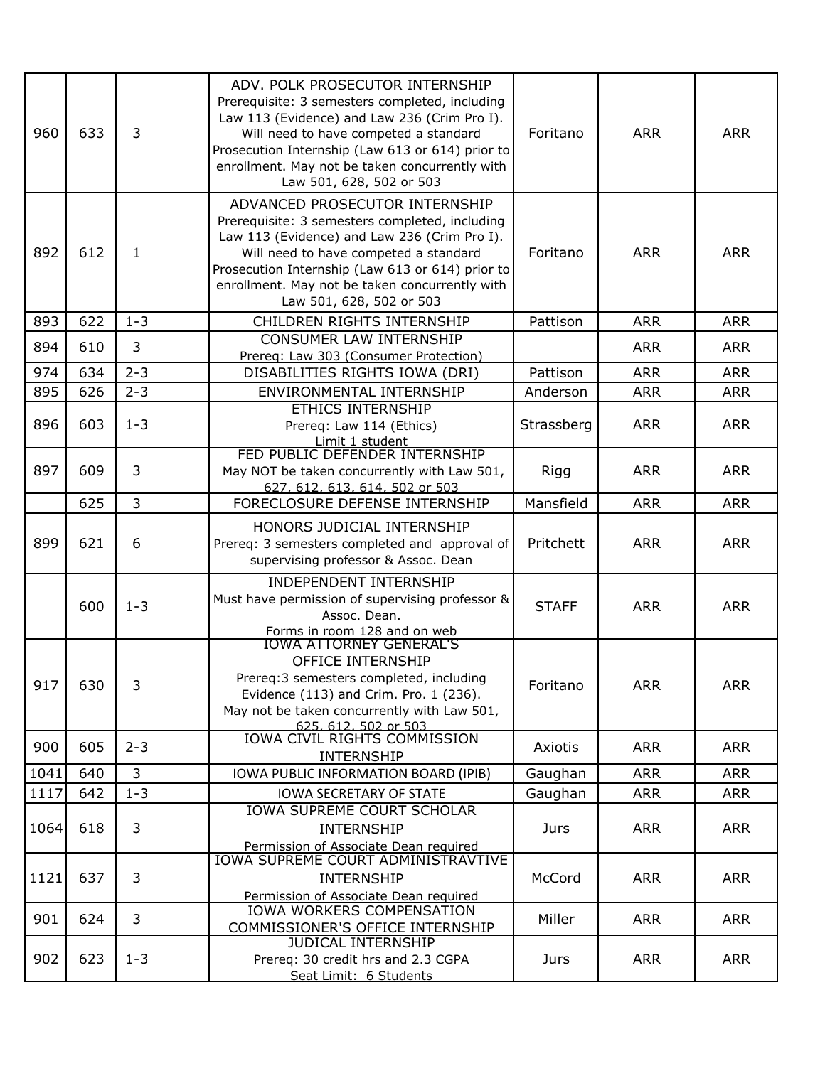| | | | | | | | |
|---|---|---|---|---|---|---|---|
| 960 | 633 | 3 | | ADV. POLK PROSECUTOR INTERNSHIP<br>Prerequisite: 3 semesters completed, including Law 113 (Evidence) and Law 236 (Crim Pro I). Will need to have competed a standard Prosecution Internship (Law 613 or 614) prior to enrollment. May not be taken concurrently with Law 501, 628, 502 or 503 | Foritano | ARR | ARR |
| 892 | 612 | 1 | | ADVANCED PROSECUTOR INTERNSHIP<br>Prerequisite: 3 semesters completed, including Law 113 (Evidence) and Law 236 (Crim Pro I). Will need to have competed a standard Prosecution Internship (Law 613 or 614) prior to enrollment. May not be taken concurrently with Law 501, 628, 502 or 503 | Foritano | ARR | ARR |
| 893 | 622 | 1-3 | | CHILDREN RIGHTS INTERNSHIP | Pattison | ARR | ARR |
| 894 | 610 | 3 | | CONSUMER LAW INTERNSHIP<br>Prereq: Law 303 (Consumer Protection) | | ARR | ARR |
| 974 | 634 | 2-3 | | DISABILITIES RIGHTS IOWA (DRI) | Pattison | ARR | ARR |
| 895 | 626 | 2-3 | | ENVIRONMENTAL INTERNSHIP | Anderson | ARR | ARR |
| 896 | 603 | 1-3 | | ETHICS INTERNSHIP<br>Prereq: Law 114 (Ethics)<br>Limit 1 student | Strassberg | ARR | ARR |
| 897 | 609 | 3 | | FED PUBLIC DEFENDER INTERNSHIP<br>May NOT be taken concurrently with Law 501, 627, 612, 613, 614, 502 or 503 | Rigg | ARR | ARR |
| | 625 | 3 | | FORECLOSURE DEFENSE INTERNSHIP | Mansfield | ARR | ARR |
| 899 | 621 | 6 | | HONORS JUDICIAL INTERNSHIP<br>Prereq: 3 semesters completed and approval of supervising professor & Assoc. Dean | Pritchett | ARR | ARR |
| | 600 | 1-3 | | INDEPENDENT INTERNSHIP<br>Must have permission of supervising professor & Assoc. Dean.<br>Forms in room 128 and on web | STAFF | ARR | ARR |
| 917 | 630 | 3 | | IOWA ATTORNEY GENERAL'S OFFICE INTERNSHIP<br>Prereq:3 semesters completed, including Evidence (113) and Crim. Pro. 1 (236).<br>May not be taken concurrently with Law 501, 625, 612, 502 or 503 | Foritano | ARR | ARR |
| 900 | 605 | 2-3 | | IOWA CIVIL RIGHTS COMMISSION INTERNSHIP | Axiotis | ARR | ARR |
| 1041 | 640 | 3 | | IOWA PUBLIC INFORMATION BOARD (IPIB) | Gaughan | ARR | ARR |
| 1117 | 642 | 1-3 | | IOWA SECRETARY OF STATE | Gaughan | ARR | ARR |
| 1064 | 618 | 3 | | IOWA SUPREME COURT SCHOLAR INTERNSHIP<br>Permission of Associate Dean required | Jurs | ARR | ARR |
| 1121 | 637 | 3 | | IOWA SUPREME COURT ADMINISTRAVTIVE INTERNSHIP<br>Permission of Associate Dean required | McCord | ARR | ARR |
| 901 | 624 | 3 | | IOWA WORKERS COMPENSATION COMMISSIONER'S OFFICE INTERNSHIP | Miller | ARR | ARR |
| 902 | 623 | 1-3 | | JUDICAL INTERNSHIP<br>Prereq: 30 credit hrs and 2.3 CGPA<br>Seat Limit: 6 Students | Jurs | ARR | ARR |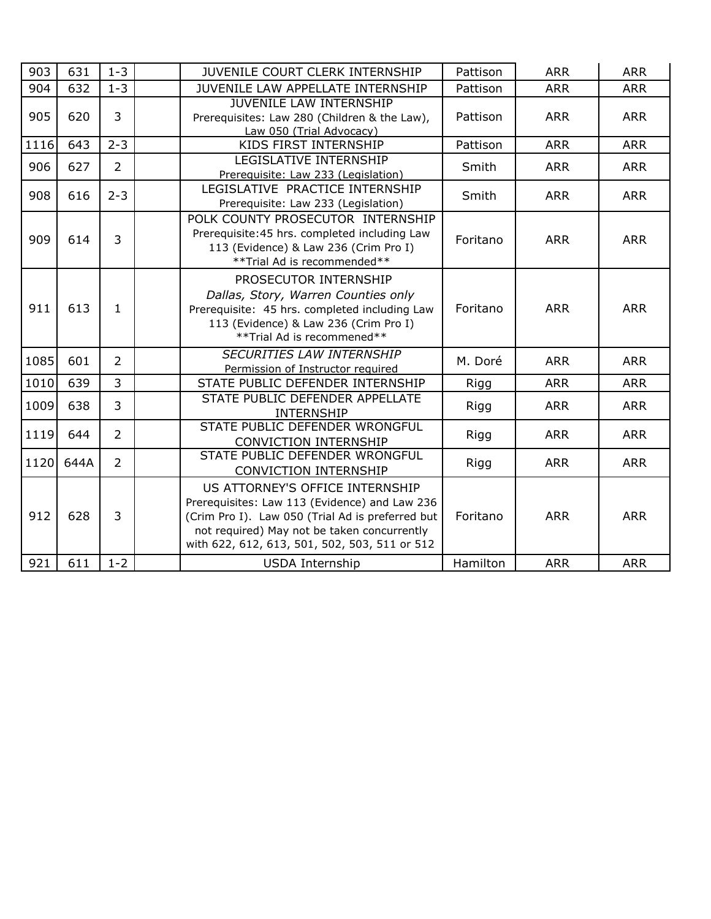| | | | | | | | |
|---|---|---|---|---|---|---|---|
| 903 | 631 | 1-3 | | JUVENILE COURT CLERK INTERNSHIP | Pattison | ARR | ARR |
| 904 | 632 | 1-3 | | JUVENILE LAW APPELLATE INTERNSHIP | Pattison | ARR | ARR |
| 905 | 620 | 3 | | JUVENILE LAW INTERNSHIP<br>Prerequisites: Law 280 (Children & the Law), Law 050 (Trial Advocacy) | Pattison | ARR | ARR |
| 1116 | 643 | 2-3 | | KIDS FIRST INTERNSHIP | Pattison | ARR | ARR |
| 906 | 627 | 2 | | LEGISLATIVE INTERNSHIP<br>Prerequisite: Law 233 (Legislation) | Smith | ARR | ARR |
| 908 | 616 | 2-3 | | LEGISLATIVE PRACTICE INTERNSHIP<br>Prerequisite: Law 233 (Legislation) | Smith | ARR | ARR |
| 909 | 614 | 3 | | POLK COUNTY PROSECUTOR INTERNSHIP<br>Prerequisite:45 hrs. completed including Law 113 (Evidence) & Law 236 (Crim Pro I)<br>**Trial Ad is recommended** | Foritano | ARR | ARR |
| 911 | 613 | 1 | | PROSECUTOR INTERNSHIP<br>*Dallas, Story, Warren Counties only*<br>Prerequisite: 45 hrs. completed including Law 113 (Evidence) & Law 236 (Crim Pro I)<br>**Trial Ad is recommened** | Foritano | ARR | ARR |
| 1085 | 601 | 2 | | *SECURITIES LAW INTERNSHIP*<br>Permission of Instructor required | M. Doré | ARR | ARR |
| 1010 | 639 | 3 | | STATE PUBLIC DEFENDER INTERNSHIP | Rigg | ARR | ARR |
| 1009 | 638 | 3 | | STATE PUBLIC DEFENDER APPELLATE INTERNSHIP | Rigg | ARR | ARR |
| 1119 | 644 | 2 | | STATE PUBLIC DEFENDER WRONGFUL CONVICTION INTERNSHIP | Rigg | ARR | ARR |
| 1120 | 644A | 2 | | STATE PUBLIC DEFENDER WRONGFUL CONVICTION INTERNSHIP | Rigg | ARR | ARR |
| 912 | 628 | 3 | | US ATTORNEY'S OFFICE INTERNSHIP<br>Prerequisites: Law 113 (Evidence) and Law 236 (Crim Pro I). Law 050 (Trial Ad is preferred but not required) May not be taken concurrently with 622, 612, 613, 501, 502, 503, 511 or 512 | Foritano | ARR | ARR |
| 921 | 611 | 1-2 | | USDA Internship | Hamilton | ARR | ARR |